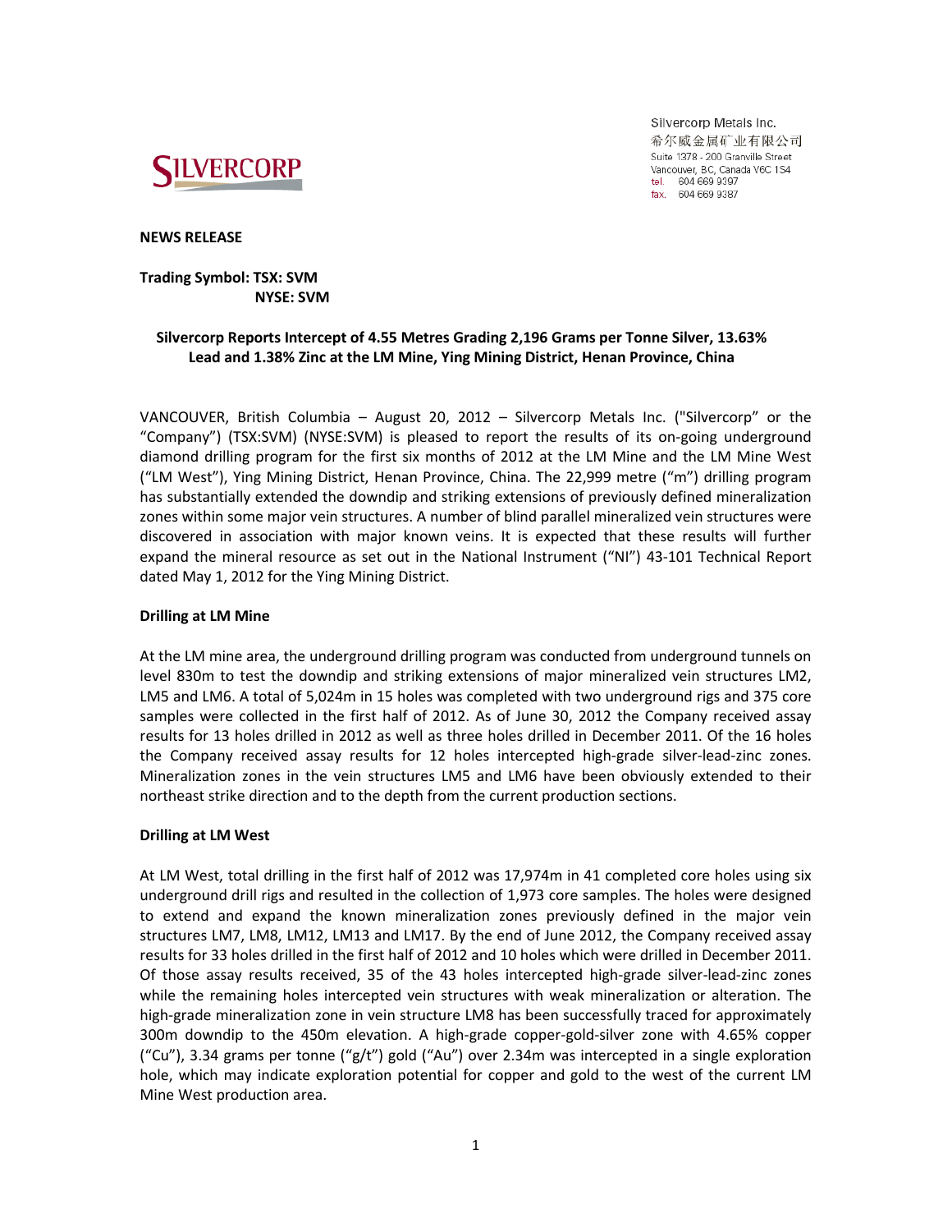Silvercorp Metals Inc.
希尔威金属矿业有限公司
Suite 1378 - 200 Granville Street
Vancouver, BC, Canada V6C 1S4
tel. 604 669 9397
fax. 604 669 9387

**NEWS RELEASE**

**Trading Symbol: TSX: SVM**
**NYSE: SVM**

## Silvercorp Reports Intercept of 4.55 Metres Grading 2,196 Grams per Tonne Silver, 13.63% Lead and 1.38% Zinc at the LM Mine, Ying Mining District, Henan Province, China

VANCOUVER, British Columbia – August 20, 2012 – Silvercorp Metals Inc. ("Silvercorp" or the "Company") (TSX:SVM) (NYSE:SVM) is pleased to report the results of its on-going underground diamond drilling program for the first six months of 2012 at the LM Mine and the LM Mine West ("LM West"), Ying Mining District, Henan Province, China. The 22,999 metre ("m") drilling program has substantially extended the downdip and striking extensions of previously defined mineralization zones within some major vein structures. A number of blind parallel mineralized vein structures were discovered in association with major known veins. It is expected that these results will further expand the mineral resource as set out in the National Instrument ("NI") 43-101 Technical Report dated May 1, 2012 for the Ying Mining District.

### Drilling at LM Mine

At the LM mine area, the underground drilling program was conducted from underground tunnels on level 830m to test the downdip and striking extensions of major mineralized vein structures LM2, LM5 and LM6. A total of 5,024m in 15 holes was completed with two underground rigs and 375 core samples were collected in the first half of 2012. As of June 30, 2012 the Company received assay results for 13 holes drilled in 2012 as well as three holes drilled in December 2011. Of the 16 holes the Company received assay results for 12 holes intercepted high-grade silver-lead-zinc zones. Mineralization zones in the vein structures LM5 and LM6 have been obviously extended to their northeast strike direction and to the depth from the current production sections.

### Drilling at LM West

At LM West, total drilling in the first half of 2012 was 17,974m in 41 completed core holes using six underground drill rigs and resulted in the collection of 1,973 core samples. The holes were designed to extend and expand the known mineralization zones previously defined in the major vein structures LM7, LM8, LM12, LM13 and LM17. By the end of June 2012, the Company received assay results for 33 holes drilled in the first half of 2012 and 10 holes which were drilled in December 2011. Of those assay results received, 35 of the 43 holes intercepted high-grade silver-lead-zinc zones while the remaining holes intercepted vein structures with weak mineralization or alteration. The high-grade mineralization zone in vein structure LM8 has been successfully traced for approximately 300m downdip to the 450m elevation. A high-grade copper-gold-silver zone with 4.65% copper ("Cu"), 3.34 grams per tonne ("g/t") gold ("Au") over 2.34m was intercepted in a single exploration hole, which may indicate exploration potential for copper and gold to the west of the current LM Mine West production area.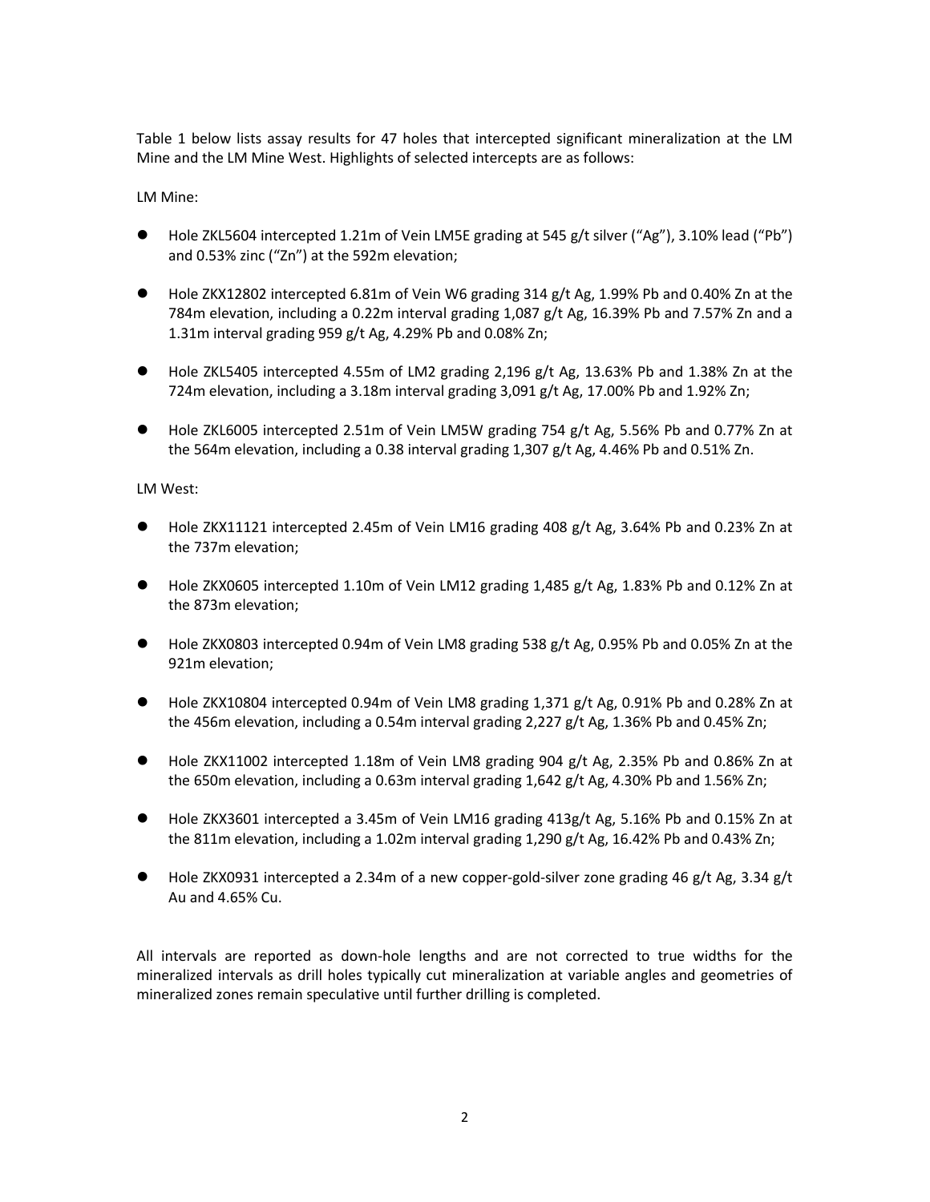Table 1 below lists assay results for 47 holes that intercepted significant mineralization at the LM Mine and the LM Mine West. Highlights of selected intercepts are as follows:

LM Mine:

- Hole ZKL5604 intercepted 1.21m of Vein LM5E grading at 545 g/t silver ("Ag"), 3.10% lead ("Pb") and 0.53% zinc ("Zn") at the 592m elevation;
- Hole ZKX12802 intercepted 6.81m of Vein W6 grading 314 g/t Ag, 1.99% Pb and 0.40% Zn at the 784m elevation, including a 0.22m interval grading 1,087 g/t Ag, 16.39% Pb and 7.57% Zn and a 1.31m interval grading 959 g/t Ag, 4.29% Pb and 0.08% Zn;
- Hole ZKL5405 intercepted 4.55m of LM2 grading 2,196 g/t Ag, 13.63% Pb and 1.38% Zn at the 724m elevation, including a 3.18m interval grading 3,091 g/t Ag, 17.00% Pb and 1.92% Zn;
- Hole ZKL6005 intercepted 2.51m of Vein LM5W grading 754 g/t Ag, 5.56% Pb and 0.77% Zn at the 564m elevation, including a 0.38 interval grading 1,307 g/t Ag, 4.46% Pb and 0.51% Zn.

LM West:

- Hole ZKX11121 intercepted 2.45m of Vein LM16 grading 408 g/t Ag, 3.64% Pb and 0.23% Zn at the 737m elevation;
- Hole ZKX0605 intercepted 1.10m of Vein LM12 grading 1,485 g/t Ag, 1.83% Pb and 0.12% Zn at the 873m elevation;
- Hole ZKX0803 intercepted 0.94m of Vein LM8 grading 538 g/t Ag, 0.95% Pb and 0.05% Zn at the 921m elevation;
- Hole ZKX10804 intercepted 0.94m of Vein LM8 grading 1,371 g/t Ag, 0.91% Pb and 0.28% Zn at the 456m elevation, including a 0.54m interval grading 2,227 g/t Ag, 1.36% Pb and 0.45% Zn;
- Hole ZKX11002 intercepted 1.18m of Vein LM8 grading 904 g/t Ag, 2.35% Pb and 0.86% Zn at the 650m elevation, including a 0.63m interval grading 1,642 g/t Ag, 4.30% Pb and 1.56% Zn;
- Hole ZKX3601 intercepted a 3.45m of Vein LM16 grading 413g/t Ag, 5.16% Pb and 0.15% Zn at the 811m elevation, including a 1.02m interval grading 1,290 g/t Ag, 16.42% Pb and 0.43% Zn;
- Hole ZKX0931 intercepted a 2.34m of a new copper-gold-silver zone grading 46 g/t Ag, 3.34 g/t Au and 4.65% Cu.

All intervals are reported as down-hole lengths and are not corrected to true widths for the mineralized intervals as drill holes typically cut mineralization at variable angles and geometries of mineralized zones remain speculative until further drilling is completed.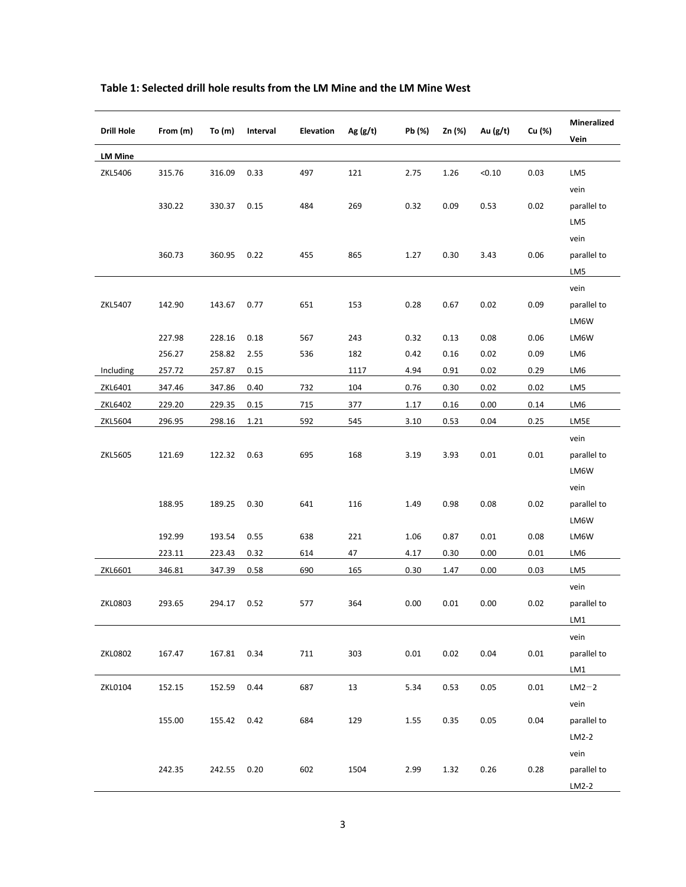**Table 1: Selected drill hole results from the LM Mine and the LM Mine West**

| Drill Hole | From (m) | To (m) | Interval | Elevation | Ag (g/t) | Pb (%) | Zn (%) | Au (g/t) | Cu (%) | Mineralized Vein |
|---|---|---|---|---|---|---|---|---|---|---|
| **LM Mine** | | | | | | | | | | |
| ZKL5406 | 315.76 | 316.09 | 0.33 | 497 | 121 | 2.75 | 1.26 | <0.10 | 0.03 | LM5 |
| | 330.22 | 330.37 | 0.15 | 484 | 269 | 0.32 | 0.09 | 0.53 | 0.02 | vein parallel to LM5 |
| | 360.73 | 360.95 | 0.22 | 455 | 865 | 1.27 | 0.30 | 3.43 | 0.06 | vein parallel to LM5 |
| ZKL5407 | 142.90 | 143.67 | 0.77 | 651 | 153 | 0.28 | 0.67 | 0.02 | 0.09 | vein parallel to LM6W |
| | 227.98 | 228.16 | 0.18 | 567 | 243 | 0.32 | 0.13 | 0.08 | 0.06 | LM6W |
| | 256.27 | 258.82 | 2.55 | 536 | 182 | 0.42 | 0.16 | 0.02 | 0.09 | LM6 |
| Including | 257.72 | 257.87 | 0.15 | | 1117 | 4.94 | 0.91 | 0.02 | 0.29 | LM6 |
| ZKL6401 | 347.46 | 347.86 | 0.40 | 732 | 104 | 0.76 | 0.30 | 0.02 | 0.02 | LM5 |
| ZKL6402 | 229.20 | 229.35 | 0.15 | 715 | 377 | 1.17 | 0.16 | 0.00 | 0.14 | LM6 |
| ZKL5604 | 296.95 | 298.16 | 1.21 | 592 | 545 | 3.10 | 0.53 | 0.04 | 0.25 | LM5E |
| ZKL5605 | 121.69 | 122.32 | 0.63 | 695 | 168 | 3.19 | 3.93 | 0.01 | 0.01 | vein parallel to LM6W |
| | 188.95 | 189.25 | 0.30 | 641 | 116 | 1.49 | 0.98 | 0.08 | 0.02 | vein parallel to LM6W |
| | 192.99 | 193.54 | 0.55 | 638 | 221 | 1.06 | 0.87 | 0.01 | 0.08 | LM6W |
| | 223.11 | 223.43 | 0.32 | 614 | 47 | 4.17 | 0.30 | 0.00 | 0.01 | LM6 |
| ZKL6601 | 346.81 | 347.39 | 0.58 | 690 | 165 | 0.30 | 1.47 | 0.00 | 0.03 | LM5 |
| ZKL0803 | 293.65 | 294.17 | 0.52 | 577 | 364 | 0.00 | 0.01 | 0.00 | 0.02 | vein parallel to LM1 |
| ZKL0802 | 167.47 | 167.81 | 0.34 | 711 | 303 | 0.01 | 0.02 | 0.04 | 0.01 | vein parallel to LM1 |
| ZKL0104 | 152.15 | 152.59 | 0.44 | 687 | 13 | 5.34 | 0.53 | 0.05 | 0.01 | LM2－2 |
| | 155.00 | 155.42 | 0.42 | 684 | 129 | 1.55 | 0.35 | 0.05 | 0.04 | vein parallel to LM2-2 |
| | 242.35 | 242.55 | 0.20 | 602 | 1504 | 2.99 | 1.32 | 0.26 | 0.28 | vein parallel to LM2-2 |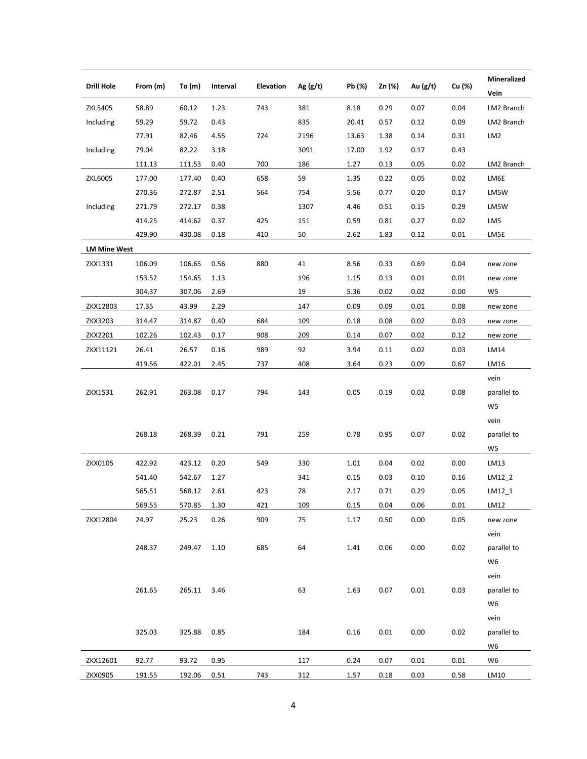| Drill Hole | From (m) | To (m) | Interval | Elevation | Ag (g/t) | Pb (%) | Zn (%) | Au (g/t) | Cu (%) | Mineralized Vein |
|---|---|---|---|---|---|---|---|---|---|---|
| ZKL5405 | 58.89 | 60.12 | 1.23 | 743 | 381 | 8.18 | 0.29 | 0.07 | 0.04 | LM2 Branch |
| Including | 59.29 | 59.72 | 0.43 | | 835 | 20.41 | 0.57 | 0.12 | 0.09 | LM2 Branch |
| | 77.91 | 82.46 | 4.55 | 724 | 2196 | 13.63 | 1.38 | 0.14 | 0.31 | LM2 |
| Including | 79.04 | 82.22 | 3.18 | | 3091 | 17.00 | 1.92 | 0.17 | 0.43 | |
| | 111.13 | 111.53 | 0.40 | 700 | 186 | 1.27 | 0.13 | 0.05 | 0.02 | LM2 Branch |
| ZKL6005 | 177.00 | 177.40 | 0.40 | 658 | 59 | 1.35 | 0.22 | 0.05 | 0.02 | LM6E |
| | 270.36 | 272.87 | 2.51 | 564 | 754 | 5.56 | 0.77 | 0.20 | 0.17 | LM5W |
| Including | 271.79 | 272.17 | 0.38 | | 1307 | 4.46 | 0.51 | 0.15 | 0.29 | LM5W |
| | 414.25 | 414.62 | 0.37 | 425 | 151 | 0.59 | 0.81 | 0.27 | 0.02 | LM5 |
| | 429.90 | 430.08 | 0.18 | 410 | 50 | 2.62 | 1.83 | 0.12 | 0.01 | LM5E |
| **LM Mine West** | | | | | | | | | | |
| ZKX1331 | 106.09 | 106.65 | 0.56 | 880 | 41 | 8.56 | 0.33 | 0.69 | 0.04 | new zone |
| | 153.52 | 154.65 | 1.13 | | 196 | 1.15 | 0.13 | 0.01 | 0.01 | new zone |
| | 304.37 | 307.06 | 2.69 | | 19 | 5.36 | 0.02 | 0.02 | 0.00 | W5 |
| ZKX12803 | 17.35 | 43.99 | 2.29 | | 147 | 0.09 | 0.09 | 0.01 | 0.08 | new zone |
| ZKX3203 | 314.47 | 314.87 | 0.40 | 684 | 109 | 0.18 | 0.08 | 0.02 | 0.03 | new zone |
| ZKX2201 | 102.26 | 102.43 | 0.17 | 908 | 209 | 0.14 | 0.07 | 0.02 | 0.12 | new zone |
| ZKX11121 | 26.41 | 26.57 | 0.16 | 989 | 92 | 3.94 | 0.11 | 0.02 | 0.03 | LM14 |
| | 419.56 | 422.01 | 2.45 | 737 | 408 | 3.64 | 0.23 | 0.09 | 0.67 | LM16 |
| ZKX1531 | 262.91 | 263.08 | 0.17 | 794 | 143 | 0.05 | 0.19 | 0.02 | 0.08 | vein parallel to W5 |
| | 268.18 | 268.39 | 0.21 | 791 | 259 | 0.78 | 0.95 | 0.07 | 0.02 | vein parallel to W5 |
| ZKX0105 | 422.92 | 423.12 | 0.20 | 549 | 330 | 1.01 | 0.04 | 0.02 | 0.00 | LM13 |
| | 541.40 | 542.67 | 1.27 | | 341 | 0.15 | 0.03 | 0.10 | 0.16 | LM12_2 |
| | 565.51 | 568.12 | 2.61 | 423 | 78 | 2.17 | 0.71 | 0.29 | 0.05 | LM12_1 |
| | 569.55 | 570.85 | 1.30 | 421 | 109 | 0.15 | 0.04 | 0.06 | 0.01 | LM12 |
| ZKX12804 | 24.97 | 25.23 | 0.26 | 909 | 75 | 1.17 | 0.50 | 0.00 | 0.05 | new zone |
| | 248.37 | 249.47 | 1.10 | 685 | 64 | 1.41 | 0.06 | 0.00 | 0.02 | vein parallel to W6 |
| | 261.65 | 265.11 | 3.46 | | 63 | 1.63 | 0.07 | 0.01 | 0.03 | vein parallel to W6 |
| | 325.03 | 325.88 | 0.85 | | 184 | 0.16 | 0.01 | 0.00 | 0.02 | vein parallel to W6 |
| ZKX12601 | 92.77 | 93.72 | 0.95 | | 117 | 0.24 | 0.07 | 0.01 | 0.01 | W6 |
| ZKX0905 | 191.55 | 192.06 | 0.51 | 743 | 312 | 1.57 | 0.18 | 0.03 | 0.58 | LM10 |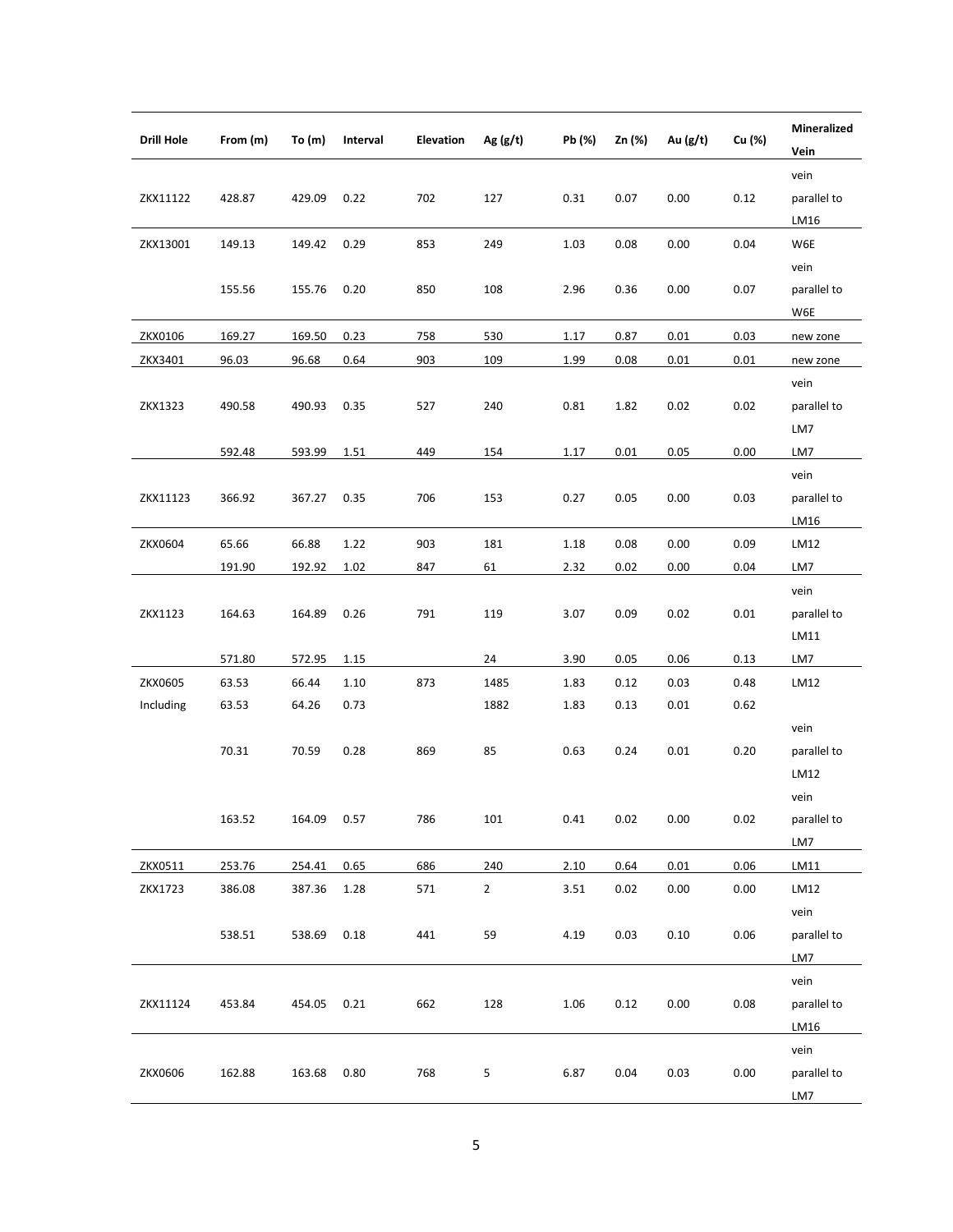| Drill Hole | From (m) | To (m) | Interval | Elevation | Ag (g/t) | Pb (%) | Zn (%) | Au (g/t) | Cu (%) | Mineralized Vein |
|---|---|---|---|---|---|---|---|---|---|---|
| ZKX11122 | 428.87 | 429.09 | 0.22 | 702 | 127 | 0.31 | 0.07 | 0.00 | 0.12 | vein parallel to LM16 |
| ZKX13001 | 149.13 | 149.42 | 0.29 | 853 | 249 | 1.03 | 0.08 | 0.00 | 0.04 | W6E |
| | 155.56 | 155.76 | 0.20 | 850 | 108 | 2.96 | 0.36 | 0.00 | 0.07 | vein parallel to W6E |
| ZKX0106 | 169.27 | 169.50 | 0.23 | 758 | 530 | 1.17 | 0.87 | 0.01 | 0.03 | new zone |
| ZKX3401 | 96.03 | 96.68 | 0.64 | 903 | 109 | 1.99 | 0.08 | 0.01 | 0.01 | new zone |
| ZKX1323 | 490.58 | 490.93 | 0.35 | 527 | 240 | 0.81 | 1.82 | 0.02 | 0.02 | vein parallel to LM7 |
| | 592.48 | 593.99 | 1.51 | 449 | 154 | 1.17 | 0.01 | 0.05 | 0.00 | LM7 |
| ZKX11123 | 366.92 | 367.27 | 0.35 | 706 | 153 | 0.27 | 0.05 | 0.00 | 0.03 | vein parallel to LM16 |
| ZKX0604 | 65.66 | 66.88 | 1.22 | 903 | 181 | 1.18 | 0.08 | 0.00 | 0.09 | LM12 |
| | 191.90 | 192.92 | 1.02 | 847 | 61 | 2.32 | 0.02 | 0.00 | 0.04 | LM7 |
| ZKX1123 | 164.63 | 164.89 | 0.26 | 791 | 119 | 3.07 | 0.09 | 0.02 | 0.01 | vein parallel to LM11 |
| | 571.80 | 572.95 | 1.15 | | 24 | 3.90 | 0.05 | 0.06 | 0.13 | LM7 |
| ZKX0605 | 63.53 | 66.44 | 1.10 | 873 | 1485 | 1.83 | 0.12 | 0.03 | 0.48 | LM12 |
| Including | 63.53 | 64.26 | 0.73 | | 1882 | 1.83 | 0.13 | 0.01 | 0.62 | |
| | 70.31 | 70.59 | 0.28 | 869 | 85 | 0.63 | 0.24 | 0.01 | 0.20 | vein parallel to LM12 |
| | 163.52 | 164.09 | 0.57 | 786 | 101 | 0.41 | 0.02 | 0.00 | 0.02 | vein parallel to LM7 |
| ZKX0511 | 253.76 | 254.41 | 0.65 | 686 | 240 | 2.10 | 0.64 | 0.01 | 0.06 | LM11 |
| ZKX1723 | 386.08 | 387.36 | 1.28 | 571 | 2 | 3.51 | 0.02 | 0.00 | 0.00 | LM12 |
| | 538.51 | 538.69 | 0.18 | 441 | 59 | 4.19 | 0.03 | 0.10 | 0.06 | vein parallel to LM7 |
| ZKX11124 | 453.84 | 454.05 | 0.21 | 662 | 128 | 1.06 | 0.12 | 0.00 | 0.08 | vein parallel to LM16 |
| ZKX0606 | 162.88 | 163.68 | 0.80 | 768 | 5 | 6.87 | 0.04 | 0.03 | 0.00 | vein parallel to LM7 |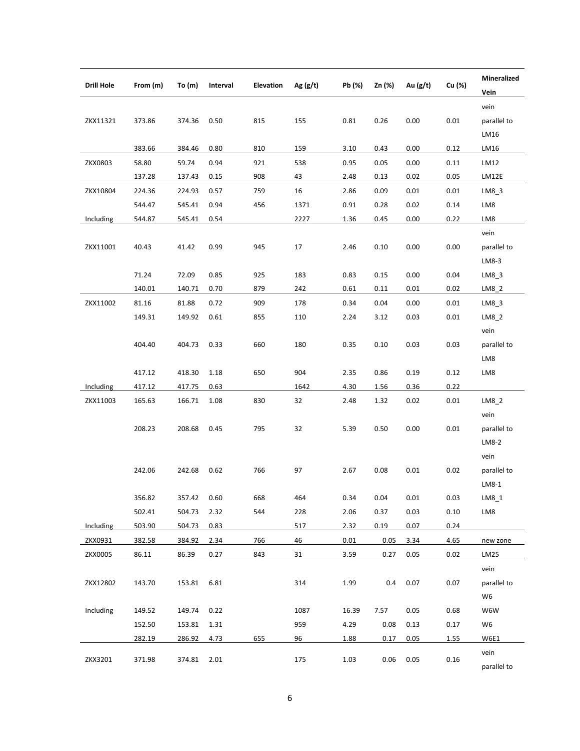| Drill Hole | From (m) | To (m) | Interval | Elevation | Ag (g/t) | Pb (%) | Zn (%) | Au (g/t) | Cu (%) | Mineralized Vein |
|---|---|---|---|---|---|---|---|---|---|---|
| ZKX11321 | 373.86 | 374.36 | 0.50 | 815 | 155 | 0.81 | 0.26 | 0.00 | 0.01 | vein parallel to LM16 |
| | 383.66 | 384.46 | 0.80 | 810 | 159 | 3.10 | 0.43 | 0.00 | 0.12 | LM16 |
| ZKX0803 | 58.80 | 59.74 | 0.94 | 921 | 538 | 0.95 | 0.05 | 0.00 | 0.11 | LM12 |
| | 137.28 | 137.43 | 0.15 | 908 | 43 | 2.48 | 0.13 | 0.02 | 0.05 | LM12E |
| ZKX10804 | 224.36 | 224.93 | 0.57 | 759 | 16 | 2.86 | 0.09 | 0.01 | 0.01 | LM8_3 |
| | 544.47 | 545.41 | 0.94 | 456 | 1371 | 0.91 | 0.28 | 0.02 | 0.14 | LM8 |
| Including | 544.87 | 545.41 | 0.54 | | 2227 | 1.36 | 0.45 | 0.00 | 0.22 | LM8 |
| ZKX11001 | 40.43 | 41.42 | 0.99 | 945 | 17 | 2.46 | 0.10 | 0.00 | 0.00 | vein parallel to LM8-3 |
| | 71.24 | 72.09 | 0.85 | 925 | 183 | 0.83 | 0.15 | 0.00 | 0.04 | LM8_3 |
| | 140.01 | 140.71 | 0.70 | 879 | 242 | 0.61 | 0.11 | 0.01 | 0.02 | LM8_2 |
| ZKX11002 | 81.16 | 81.88 | 0.72 | 909 | 178 | 0.34 | 0.04 | 0.00 | 0.01 | LM8_3 |
| | 149.31 | 149.92 | 0.61 | 855 | 110 | 2.24 | 3.12 | 0.03 | 0.01 | LM8_2 |
| | 404.40 | 404.73 | 0.33 | 660 | 180 | 0.35 | 0.10 | 0.03 | 0.03 | vein parallel to LM8 |
| | 417.12 | 418.30 | 1.18 | 650 | 904 | 2.35 | 0.86 | 0.19 | 0.12 | LM8 |
| Including | 417.12 | 417.75 | 0.63 | | 1642 | 4.30 | 1.56 | 0.36 | 0.22 | |
| ZKX11003 | 165.63 | 166.71 | 1.08 | 830 | 32 | 2.48 | 1.32 | 0.02 | 0.01 | LM8_2 |
| | 208.23 | 208.68 | 0.45 | 795 | 32 | 5.39 | 0.50 | 0.00 | 0.01 | vein parallel to LM8-2 |
| | 242.06 | 242.68 | 0.62 | 766 | 97 | 2.67 | 0.08 | 0.01 | 0.02 | vein parallel to LM8-1 |
| | 356.82 | 357.42 | 0.60 | 668 | 464 | 0.34 | 0.04 | 0.01 | 0.03 | LM8_1 |
| | 502.41 | 504.73 | 2.32 | 544 | 228 | 2.06 | 0.37 | 0.03 | 0.10 | LM8 |
| Including | 503.90 | 504.73 | 0.83 | | 517 | 2.32 | 0.19 | 0.07 | 0.24 | |
| ZKX0931 | 382.58 | 384.92 | 2.34 | 766 | 46 | 0.01 | 0.05 | 3.34 | 4.65 | new zone |
| ZKX0005 | 86.11 | 86.39 | 0.27 | 843 | 31 | 3.59 | 0.27 | 0.05 | 0.02 | LM25 |
| ZKX12802 | 143.70 | 153.81 | 6.81 | | 314 | 1.99 | 0.4 | 0.07 | 0.07 | vein parallel to W6 |
| Including | 149.52 | 149.74 | 0.22 | | 1087 | 16.39 | 7.57 | 0.05 | 0.68 | W6W |
| | 152.50 | 153.81 | 1.31 | | 959 | 4.29 | 0.08 | 0.13 | 0.17 | W6 |
| | 282.19 | 286.92 | 4.73 | 655 | 96 | 1.88 | 0.17 | 0.05 | 1.55 | W6E1 |
| ZKX3201 | 371.98 | 374.81 | 2.01 | | 175 | 1.03 | 0.06 | 0.05 | 0.16 | vein parallel to |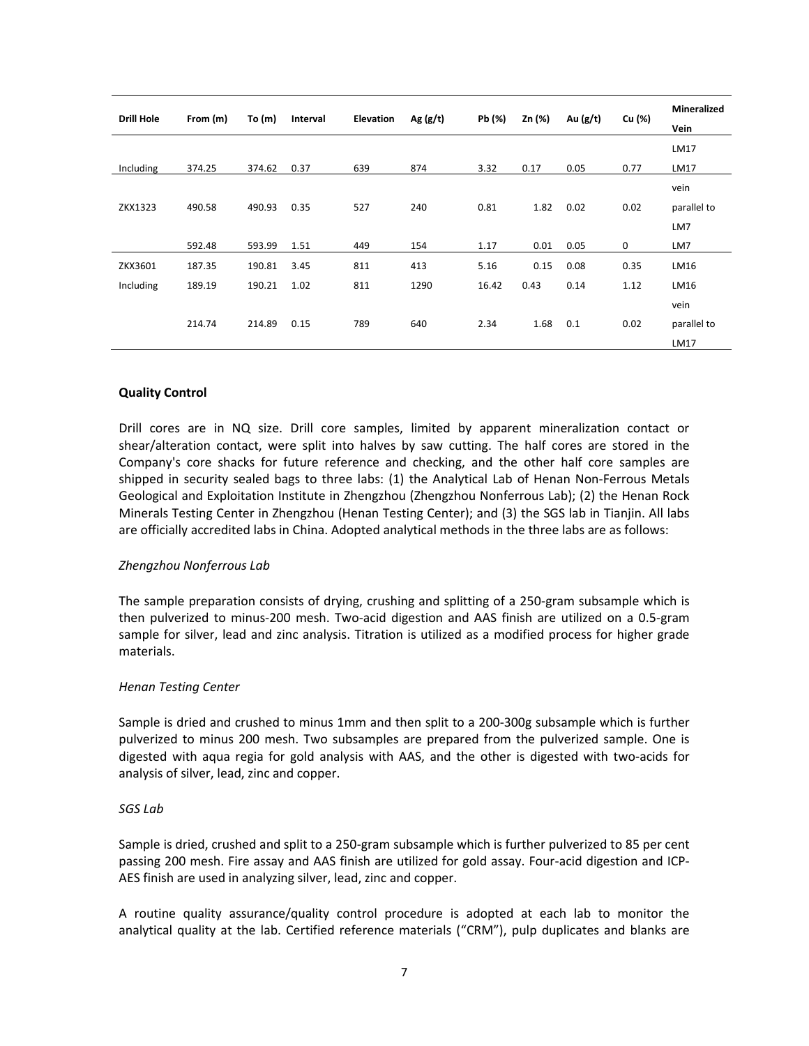| Drill Hole | From (m) | To (m) | Interval | Elevation | Ag (g/t) | Pb (%) | Zn (%) | Au (g/t) | Cu (%) | Mineralized Vein |
|---|---|---|---|---|---|---|---|---|---|---|
| | | | | | | | | | | LM17 |
| Including | 374.25 | 374.62 | 0.37 | 639 | 874 | 3.32 | 0.17 | 0.05 | 0.77 | LM17 |
| ZKX1323 | 490.58 | 490.93 | 0.35 | 527 | 240 | 0.81 | 1.82 | 0.02 | 0.02 | vein parallel to LM7 |
| | 592.48 | 593.99 | 1.51 | 449 | 154 | 1.17 | 0.01 | 0.05 | 0 | LM7 |
| ZKX3601 | 187.35 | 190.81 | 3.45 | 811 | 413 | 5.16 | 0.15 | 0.08 | 0.35 | LM16 |
| Including | 189.19 | 190.21 | 1.02 | 811 | 1290 | 16.42 | 0.43 | 0.14 | 1.12 | LM16 |
| | 214.74 | 214.89 | 0.15 | 789 | 640 | 2.34 | 1.68 | 0.1 | 0.02 | vein parallel to LM17 |

**Quality Control**

Drill cores are in NQ size. Drill core samples, limited by apparent mineralization contact or shear/alteration contact, were split into halves by saw cutting. The half cores are stored in the Company's core shacks for future reference and checking, and the other half core samples are shipped in security sealed bags to three labs: (1) the Analytical Lab of Henan Non-Ferrous Metals Geological and Exploitation Institute in Zhengzhou (Zhengzhou Nonferrous Lab); (2) the Henan Rock Minerals Testing Center in Zhengzhou (Henan Testing Center); and (3) the SGS lab in Tianjin. All labs are officially accredited labs in China. Adopted analytical methods in the three labs are as follows:

*Zhengzhou Nonferrous Lab*

The sample preparation consists of drying, crushing and splitting of a 250-gram subsample which is then pulverized to minus-200 mesh. Two-acid digestion and AAS finish are utilized on a 0.5-gram sample for silver, lead and zinc analysis. Titration is utilized as a modified process for higher grade materials.

*Henan Testing Center*

Sample is dried and crushed to minus 1mm and then split to a 200-300g subsample which is further pulverized to minus 200 mesh. Two subsamples are prepared from the pulverized sample. One is digested with aqua regia for gold analysis with AAS, and the other is digested with two-acids for analysis of silver, lead, zinc and copper.

*SGS Lab*

Sample is dried, crushed and split to a 250-gram subsample which is further pulverized to 85 per cent passing 200 mesh. Fire assay and AAS finish are utilized for gold assay. Four-acid digestion and ICP-AES finish are used in analyzing silver, lead, zinc and copper.

A routine quality assurance/quality control procedure is adopted at each lab to monitor the analytical quality at the lab. Certified reference materials ("CRM"), pulp duplicates and blanks are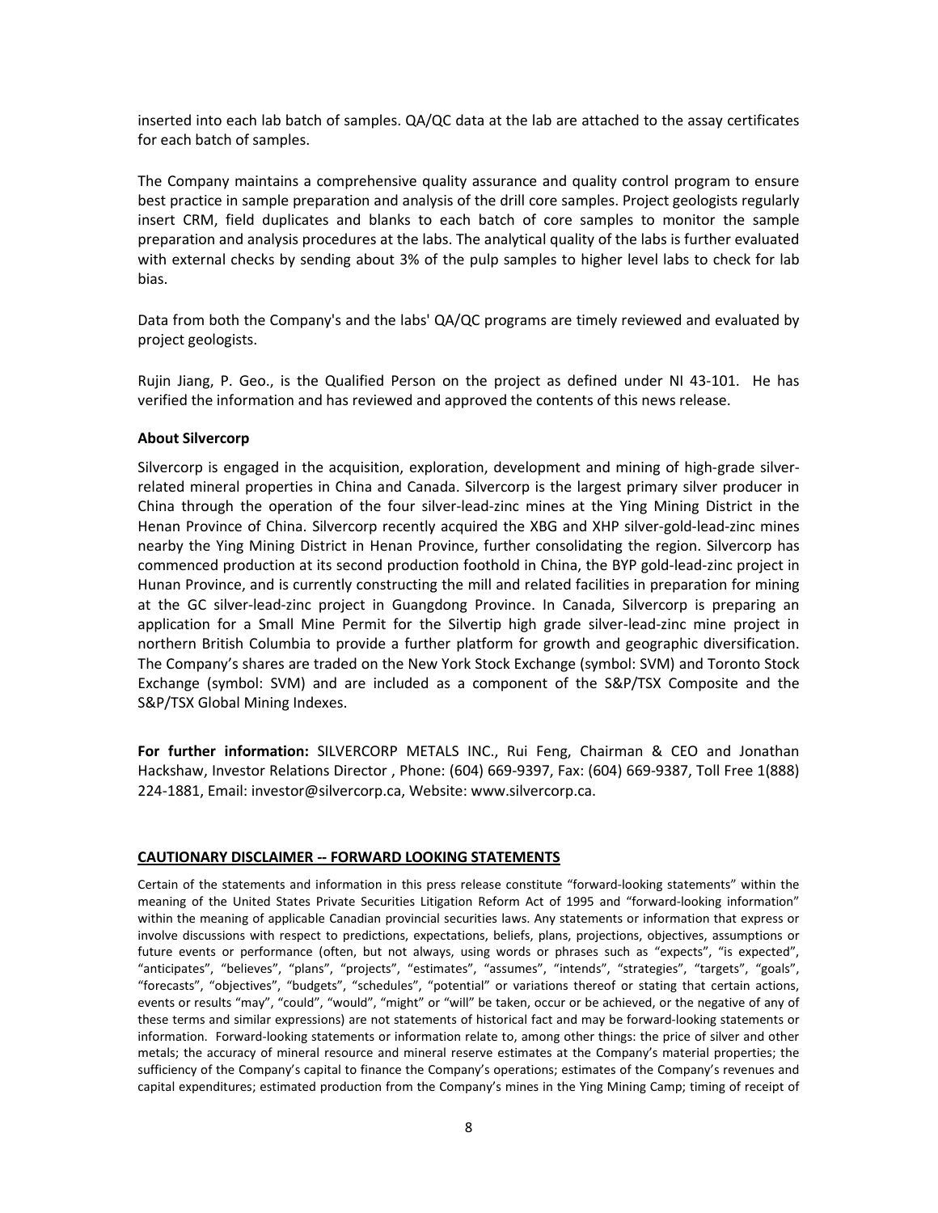inserted into each lab batch of samples. QA/QC data at the lab are attached to the assay certificates for each batch of samples.

The Company maintains a comprehensive quality assurance and quality control program to ensure best practice in sample preparation and analysis of the drill core samples. Project geologists regularly insert CRM, field duplicates and blanks to each batch of core samples to monitor the sample preparation and analysis procedures at the labs. The analytical quality of the labs is further evaluated with external checks by sending about 3% of the pulp samples to higher level labs to check for lab bias.

Data from both the Company's and the labs' QA/QC programs are timely reviewed and evaluated by project geologists.

Rujin Jiang, P. Geo., is the Qualified Person on the project as defined under NI 43-101. He has verified the information and has reviewed and approved the contents of this news release.

**About Silvercorp**

Silvercorp is engaged in the acquisition, exploration, development and mining of high-grade silver-related mineral properties in China and Canada. Silvercorp is the largest primary silver producer in China through the operation of the four silver-lead-zinc mines at the Ying Mining District in the Henan Province of China. Silvercorp recently acquired the XBG and XHP silver-gold-lead-zinc mines nearby the Ying Mining District in Henan Province, further consolidating the region. Silvercorp has commenced production at its second production foothold in China, the BYP gold-lead-zinc project in Hunan Province, and is currently constructing the mill and related facilities in preparation for mining at the GC silver-lead-zinc project in Guangdong Province. In Canada, Silvercorp is preparing an application for a Small Mine Permit for the Silvertip high grade silver-lead-zinc mine project in northern British Columbia to provide a further platform for growth and geographic diversification. The Company's shares are traded on the New York Stock Exchange (symbol: SVM) and Toronto Stock Exchange (symbol: SVM) and are included as a component of the S&P/TSX Composite and the S&P/TSX Global Mining Indexes.

**For further information:** SILVERCORP METALS INC., Rui Feng, Chairman & CEO and Jonathan Hackshaw, Investor Relations Director , Phone: (604) 669-9397, Fax: (604) 669-9387, Toll Free 1(888) 224-1881, Email: investor@silvercorp.ca, Website: www.silvercorp.ca.

**CAUTIONARY DISCLAIMER -- FORWARD LOOKING STATEMENTS**

Certain of the statements and information in this press release constitute "forward-looking statements" within the meaning of the United States Private Securities Litigation Reform Act of 1995 and "forward-looking information" within the meaning of applicable Canadian provincial securities laws. Any statements or information that express or involve discussions with respect to predictions, expectations, beliefs, plans, projections, objectives, assumptions or future events or performance (often, but not always, using words or phrases such as "expects", "is expected", "anticipates", "believes", "plans", "projects", "estimates", "assumes", "intends", "strategies", "targets", "goals", "forecasts", "objectives", "budgets", "schedules", "potential" or variations thereof or stating that certain actions, events or results "may", "could", "would", "might" or "will" be taken, occur or be achieved, or the negative of any of these terms and similar expressions) are not statements of historical fact and may be forward-looking statements or information. Forward-looking statements or information relate to, among other things: the price of silver and other metals; the accuracy of mineral resource and mineral reserve estimates at the Company's material properties; the sufficiency of the Company's capital to finance the Company's operations; estimates of the Company's revenues and capital expenditures; estimated production from the Company's mines in the Ying Mining Camp; timing of receipt of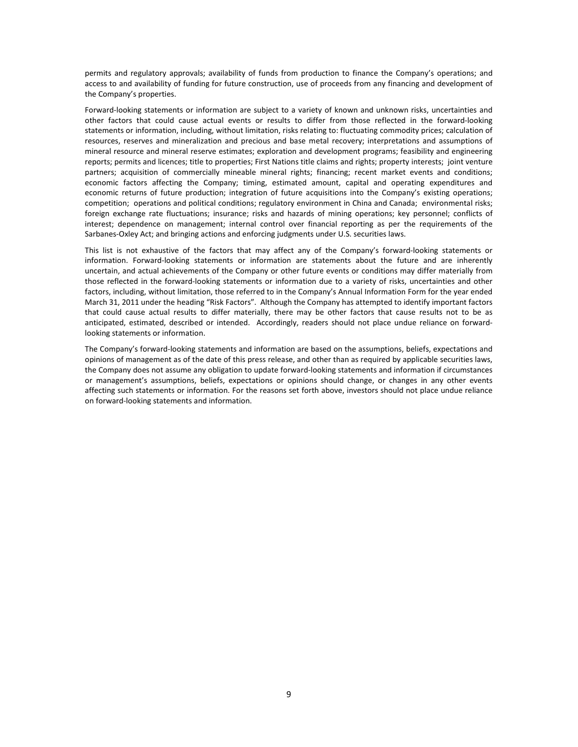permits and regulatory approvals; availability of funds from production to finance the Company's operations; and access to and availability of funding for future construction, use of proceeds from any financing and development of the Company's properties.

Forward-looking statements or information are subject to a variety of known and unknown risks, uncertainties and other factors that could cause actual events or results to differ from those reflected in the forward-looking statements or information, including, without limitation, risks relating to: fluctuating commodity prices; calculation of resources, reserves and mineralization and precious and base metal recovery; interpretations and assumptions of mineral resource and mineral reserve estimates; exploration and development programs; feasibility and engineering reports; permits and licences; title to properties; First Nations title claims and rights; property interests; joint venture partners; acquisition of commercially mineable mineral rights; financing; recent market events and conditions; economic factors affecting the Company; timing, estimated amount, capital and operating expenditures and economic returns of future production; integration of future acquisitions into the Company's existing operations; competition; operations and political conditions; regulatory environment in China and Canada; environmental risks; foreign exchange rate fluctuations; insurance; risks and hazards of mining operations; key personnel; conflicts of interest; dependence on management; internal control over financial reporting as per the requirements of the Sarbanes-Oxley Act; and bringing actions and enforcing judgments under U.S. securities laws.

This list is not exhaustive of the factors that may affect any of the Company's forward-looking statements or information. Forward-looking statements or information are statements about the future and are inherently uncertain, and actual achievements of the Company or other future events or conditions may differ materially from those reflected in the forward-looking statements or information due to a variety of risks, uncertainties and other factors, including, without limitation, those referred to in the Company's Annual Information Form for the year ended March 31, 2011 under the heading "Risk Factors". Although the Company has attempted to identify important factors that could cause actual results to differ materially, there may be other factors that cause results not to be as anticipated, estimated, described or intended. Accordingly, readers should not place undue reliance on forward-looking statements or information.

The Company's forward-looking statements and information are based on the assumptions, beliefs, expectations and opinions of management as of the date of this press release, and other than as required by applicable securities laws, the Company does not assume any obligation to update forward-looking statements and information if circumstances or management's assumptions, beliefs, expectations or opinions should change, or changes in any other events affecting such statements or information. For the reasons set forth above, investors should not place undue reliance on forward-looking statements and information.